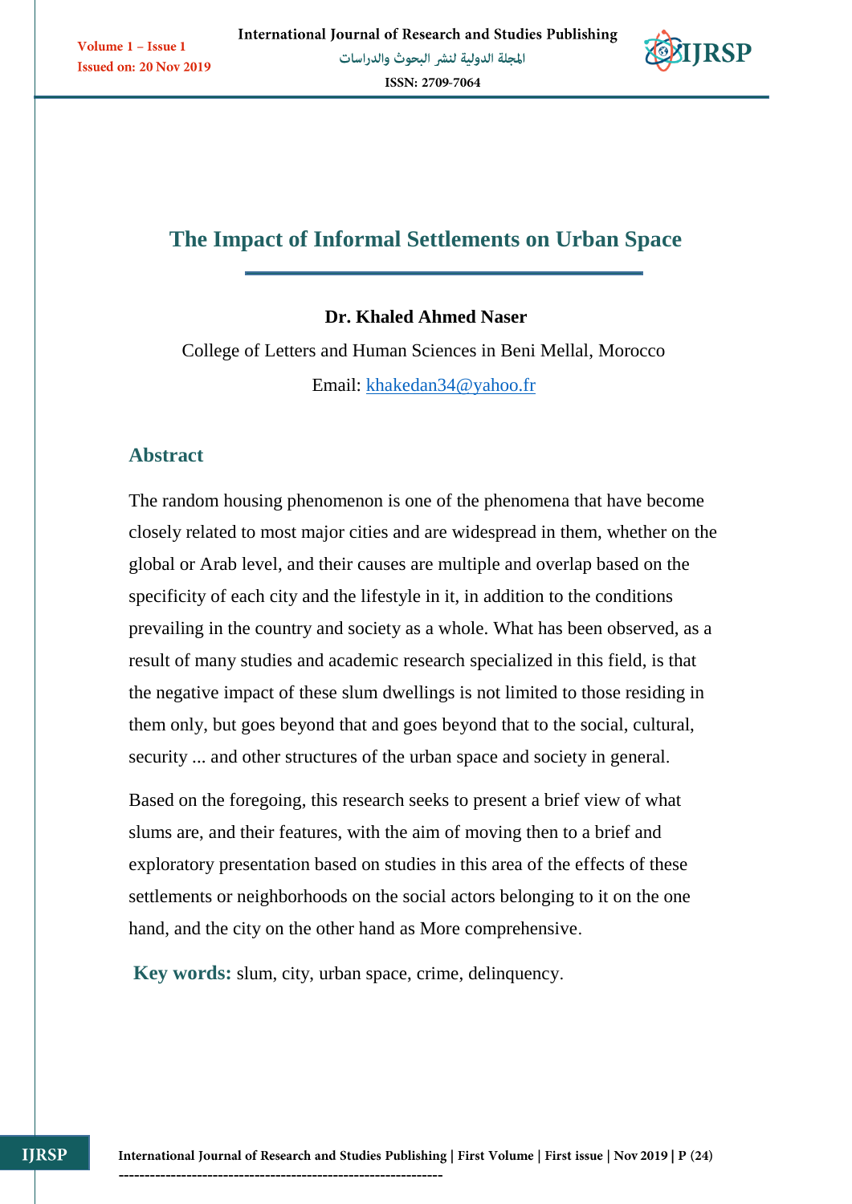# The Impact of Informal Settlements on Urban Space

**Dr. Khaled Ahmed Naser**

College of Letters and Human Sciences in Beni Mellal, Morocco

Email: khakedan34@yahoo.fr

## Abstract

The random housing phenomenon is one of the phenomena that have become closely related to most major cities and are widespread in them, whether on the global or Arab level, and their causes are multiple and overlap based on the specificity of each city and the lifestyle in it, in addition to the conditions prevailing in the country and society as a whole. What has been observed, as a result of many studies and academic research specialized in this field, is that the negative impact of these slum dwellings is not limited to those residing in them only, but goes beyond that and goes beyond that to the social, cultural, security ... and other structures of the urban space and society in general.

Based on the foregoing, this research seeks to present a brief view of what slums are, and their features, with the aim of moving then to a brief and exploratory presentation based on studies in this area of the effects of these settlements or neighborhoods on the social actors belonging to it on the one hand, and the city on the other hand as More comprehensive.

**Key words:** slum, city, urban space, crime, delinquency.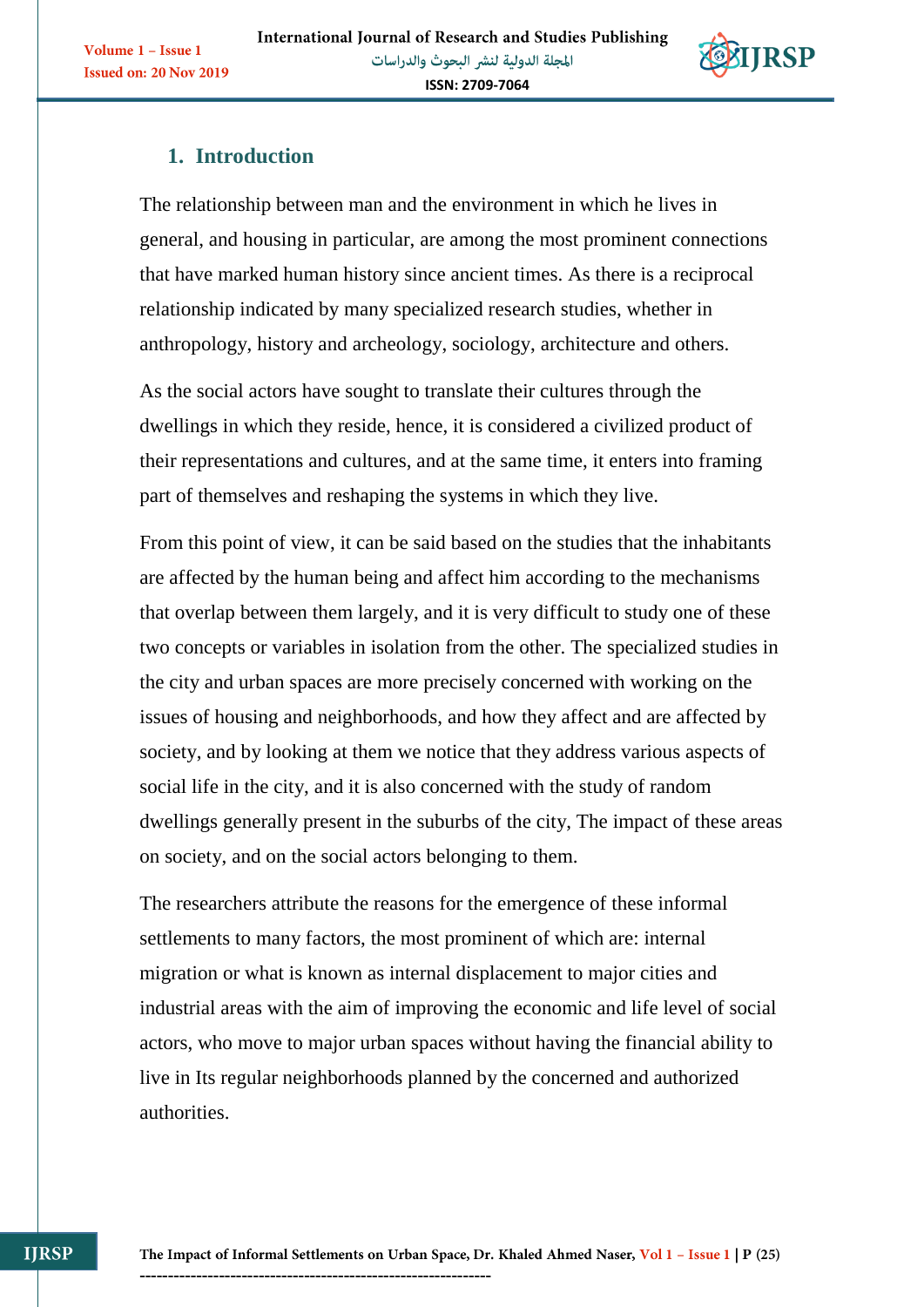## 1. Introduction

The relationship between man and the environment in which he lives in general, and housing in particular, are among the most prominent connections that have marked human history since ancient times. As there is a reciprocal relationship indicated by many specialized research studies, whether in anthropology, history and archeology, sociology, architecture and others.

As the social actors have sought to translate their cultures through the dwellings in which they reside, hence, it is considered a civilized product of their representations and cultures, and at the same time, it enters into framing part of themselves and reshaping the systems in which they live.

From this point of view, it can be said based on the studies that the inhabitants are affected by the human being and affect him according to the mechanisms that overlap between them largely, and it is very difficult to study one of these two concepts or variables in isolation from the other. The specialized studies in the city and urban spaces are more precisely concerned with working on the issues of housing and neighborhoods, and how they affect and are affected by society, and by looking at them we notice that they address various aspects of social life in the city, and it is also concerned with the study of random dwellings generally present in the suburbs of the city, The impact of these areas on society, and on the social actors belonging to them.

The researchers attribute the reasons for the emergence of these informal settlements to many factors, the most prominent of which are: internal migration or what is known as internal displacement to major cities and industrial areas with the aim of improving the economic and life level of social actors, who move to major urban spaces without having the financial ability to live in Its regular neighborhoods planned by the concerned and authorized authorities.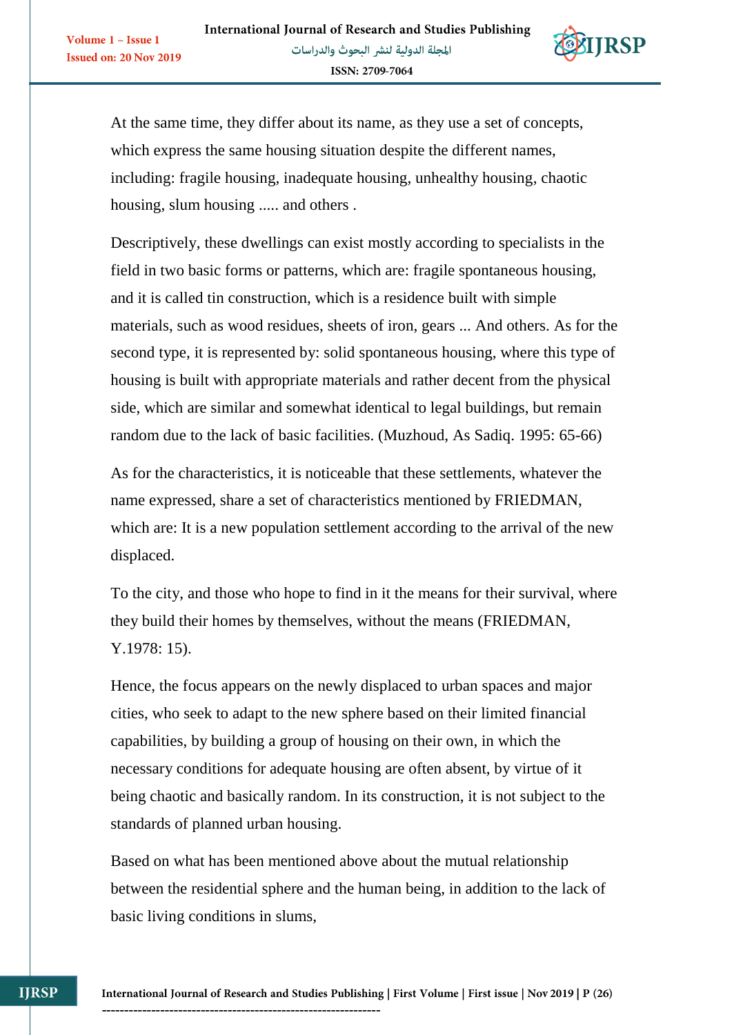At the same time, they differ about its name, as they use a set of concepts, which express the same housing situation despite the different names, including: fragile housing, inadequate housing, unhealthy housing, chaotic housing, slum housing ..... and others .

Descriptively, these dwellings can exist mostly according to specialists in the field in two basic forms or patterns, which are: fragile spontaneous housing, and it is called tin construction, which is a residence built with simple materials, such as wood residues, sheets of iron, gears ... And others. As for the second type, it is represented by: solid spontaneous housing, where this type of housing is built with appropriate materials and rather decent from the physical side, which are similar and somewhat identical to legal buildings, but remain random due to the lack of basic facilities. (Muzhoud, As Sadiq. 1995: 65-66)

As for the characteristics, it is noticeable that these settlements, whatever the name expressed, share a set of characteristics mentioned by FRIEDMAN, which are: It is a new population settlement according to the arrival of the new displaced.

To the city, and those who hope to find in it the means for their survival, where they build their homes by themselves, without the means (FRIEDMAN, Y.1978: 15).

Hence, the focus appears on the newly displaced to urban spaces and major cities, who seek to adapt to the new sphere based on their limited financial capabilities, by building a group of housing on their own, in which the necessary conditions for adequate housing are often absent, by virtue of it being chaotic and basically random. In its construction, it is not subject to the standards of planned urban housing.

Based on what has been mentioned above about the mutual relationship between the residential sphere and the human being, in addition to the lack of basic living conditions in slums,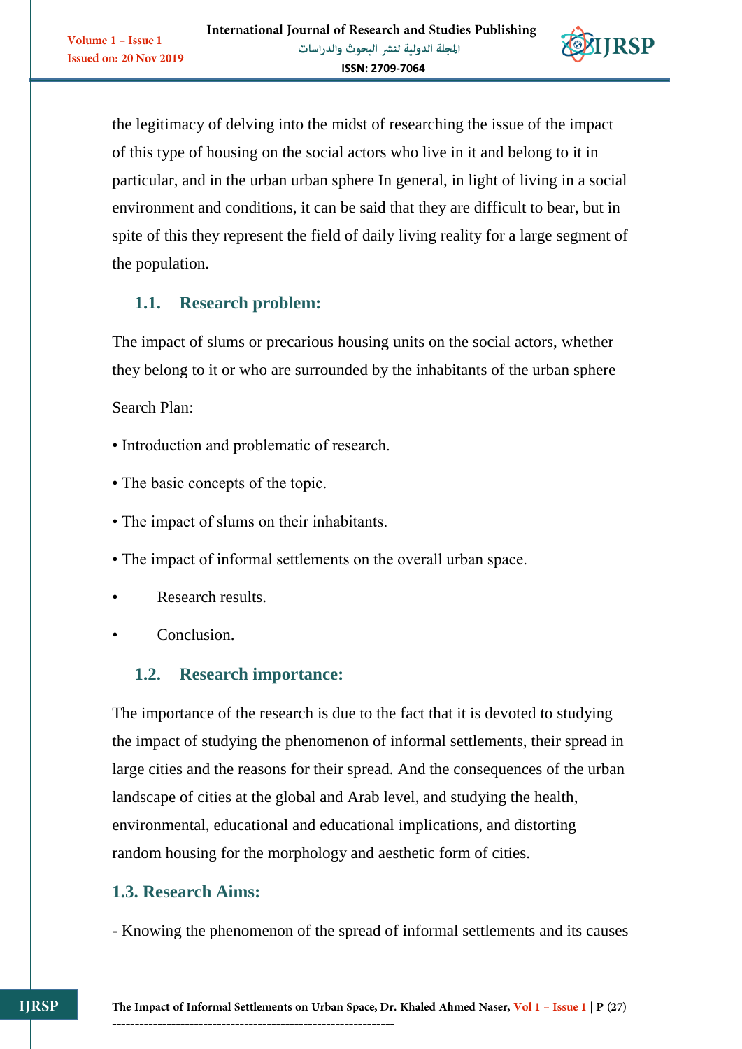the legitimacy of delving into the midst of researching the issue of the impact of this type of housing on the social actors who live in it and belong to it in particular, and in the urban urban sphere In general, in light of living in a social environment and conditions, it can be said that they are difficult to bear, but in spite of this they represent the field of daily living reality for a large segment of the population.

## 1.1. Research problem:

The impact of slums or precarious housing units on the social actors, whether they belong to it or who are surrounded by the inhabitants of the urban sphere

Search Plan:

- Introduction and problematic of research.
- The basic concepts of the topic.
- The impact of slums on their inhabitants.
- The impact of informal settlements on the overall urban space.
- Research results.
- Conclusion.

## 1.2. Research importance:

The importance of the research is due to the fact that it is devoted to studying the impact of studying the phenomenon of informal settlements, their spread in large cities and the reasons for their spread. And the consequences of the urban landscape of cities at the global and Arab level, and studying the health, environmental, educational and educational implications, and distorting random housing for the morphology and aesthetic form of cities.

## 1.3. Research Aims:

- Knowing the phenomenon of the spread of informal settlements and its causes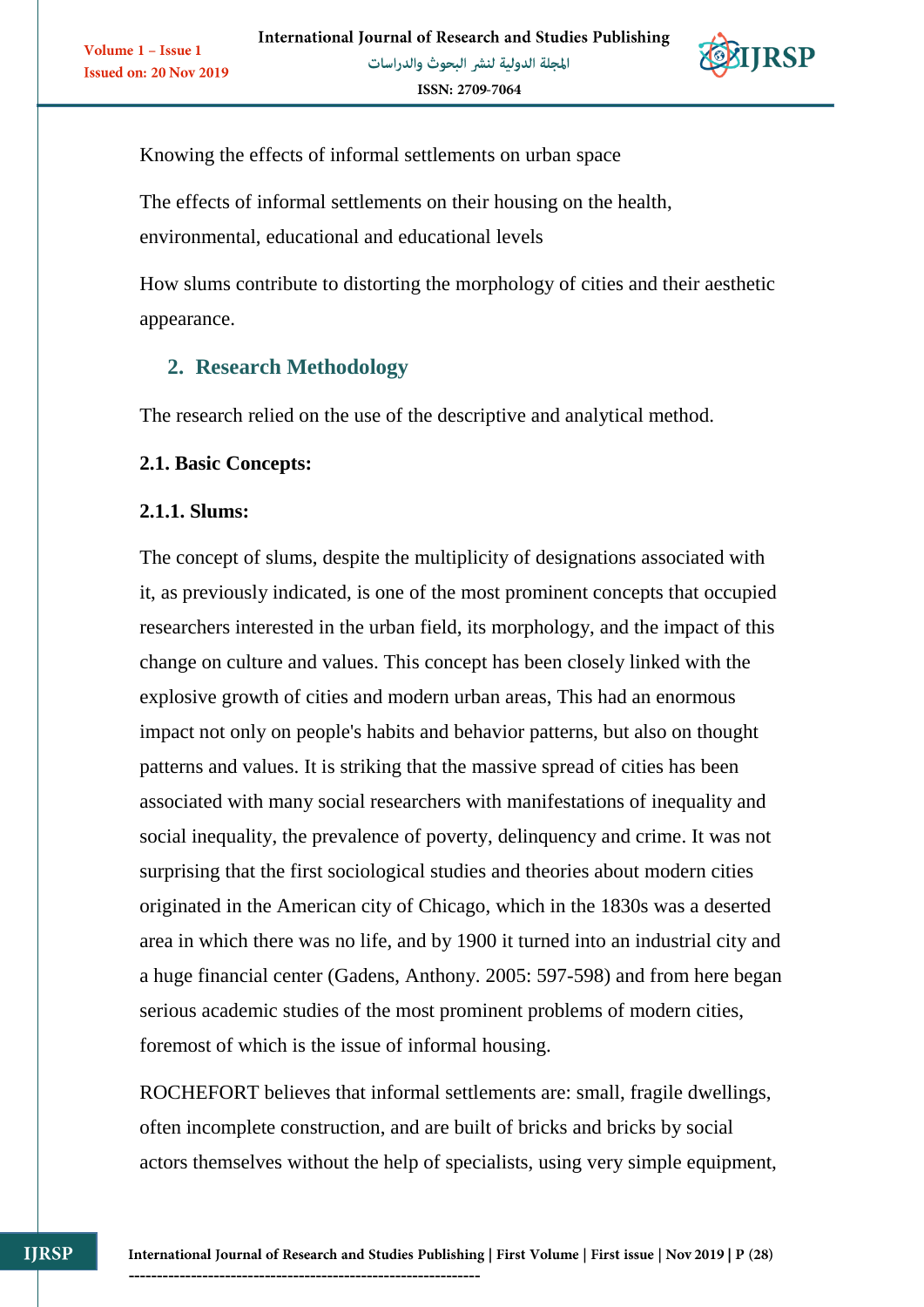Knowing the effects of informal settlements on urban space

The effects of informal settlements on their housing on the health, environmental, educational and educational levels

How slums contribute to distorting the morphology of cities and their aesthetic appearance.

## 2. Research Methodology

The research relied on the use of the descriptive and analytical method.

### 2.1. Basic Concepts:

#### 2.1.1. Slums:

The concept of slums, despite the multiplicity of designations associated with it, as previously indicated, is one of the most prominent concepts that occupied researchers interested in the urban field, its morphology, and the impact of this change on culture and values. This concept has been closely linked with the explosive growth of cities and modern urban areas, This had an enormous impact not only on people's habits and behavior patterns, but also on thought patterns and values. It is striking that the massive spread of cities has been associated with many social researchers with manifestations of inequality and social inequality, the prevalence of poverty, delinquency and crime. It was not surprising that the first sociological studies and theories about modern cities originated in the American city of Chicago, which in the 1830s was a deserted area in which there was no life, and by 1900 it turned into an industrial city and a huge financial center (Gadens, Anthony. 2005: 597-598) and from here began serious academic studies of the most prominent problems of modern cities, foremost of which is the issue of informal housing.

ROCHEFORT believes that informal settlements are: small, fragile dwellings, often incomplete construction, and are built of bricks and bricks by social actors themselves without the help of specialists, using very simple equipment,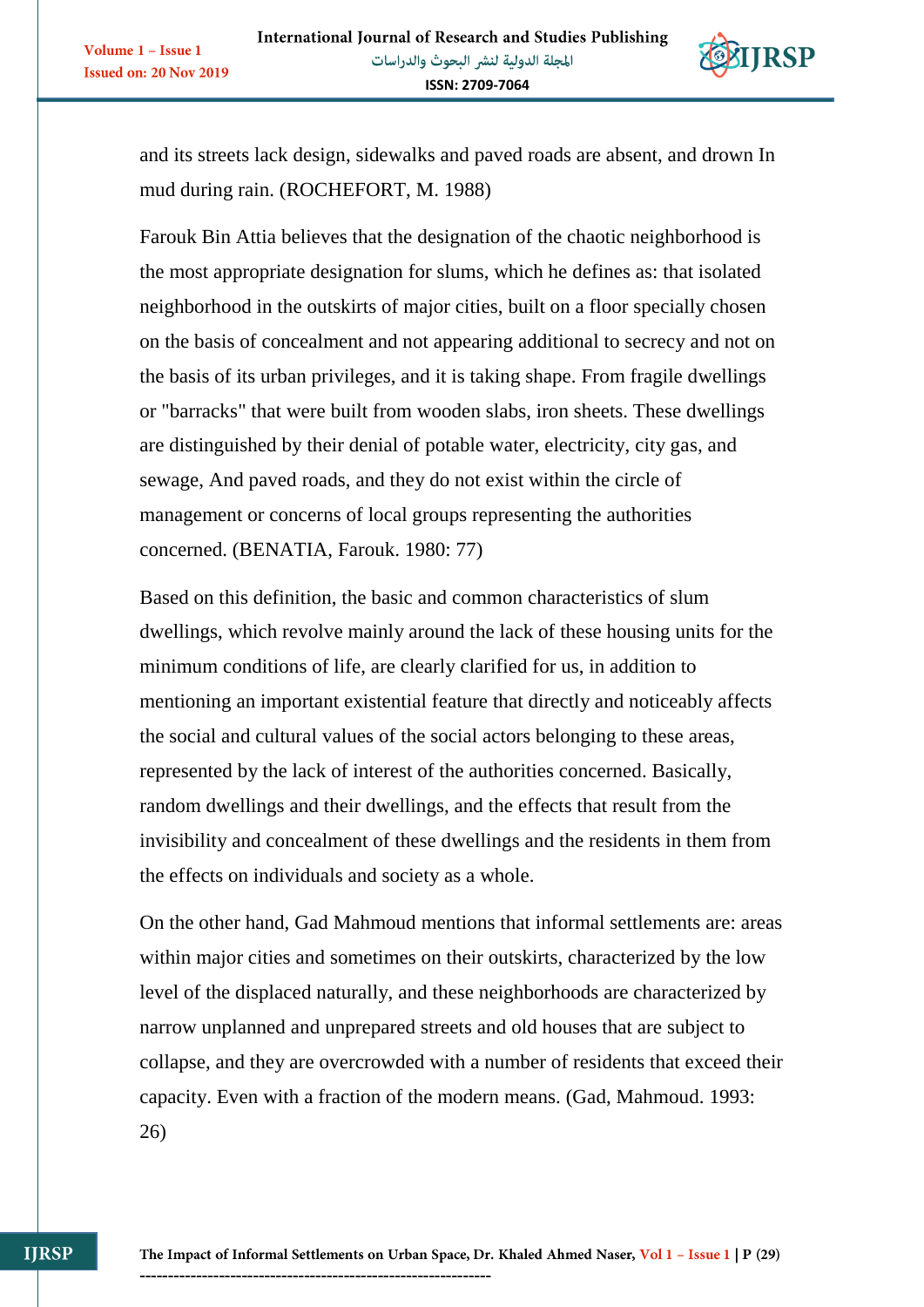and its streets lack design, sidewalks and paved roads are absent, and drown In mud during rain. (ROCHEFORT, M. 1988)

Farouk Bin Attia believes that the designation of the chaotic neighborhood is the most appropriate designation for slums, which he defines as: that isolated neighborhood in the outskirts of major cities, built on a floor specially chosen on the basis of concealment and not appearing additional to secrecy and not on the basis of its urban privileges, and it is taking shape. From fragile dwellings or "barracks" that were built from wooden slabs, iron sheets. These dwellings are distinguished by their denial of potable water, electricity, city gas, and sewage, And paved roads, and they do not exist within the circle of management or concerns of local groups representing the authorities concerned. (BENATIA, Farouk. 1980: 77)

Based on this definition, the basic and common characteristics of slum dwellings, which revolve mainly around the lack of these housing units for the minimum conditions of life, are clearly clarified for us, in addition to mentioning an important existential feature that directly and noticeably affects the social and cultural values of the social actors belonging to these areas, represented by the lack of interest of the authorities concerned. Basically, random dwellings and their dwellings, and the effects that result from the invisibility and concealment of these dwellings and the residents in them from the effects on individuals and society as a whole.

On the other hand, Gad Mahmoud mentions that informal settlements are: areas within major cities and sometimes on their outskirts, characterized by the low level of the displaced naturally, and these neighborhoods are characterized by narrow unplanned and unprepared streets and old houses that are subject to collapse, and they are overcrowded with a number of residents that exceed their capacity. Even with a fraction of the modern means. (Gad, Mahmoud. 1993: 26)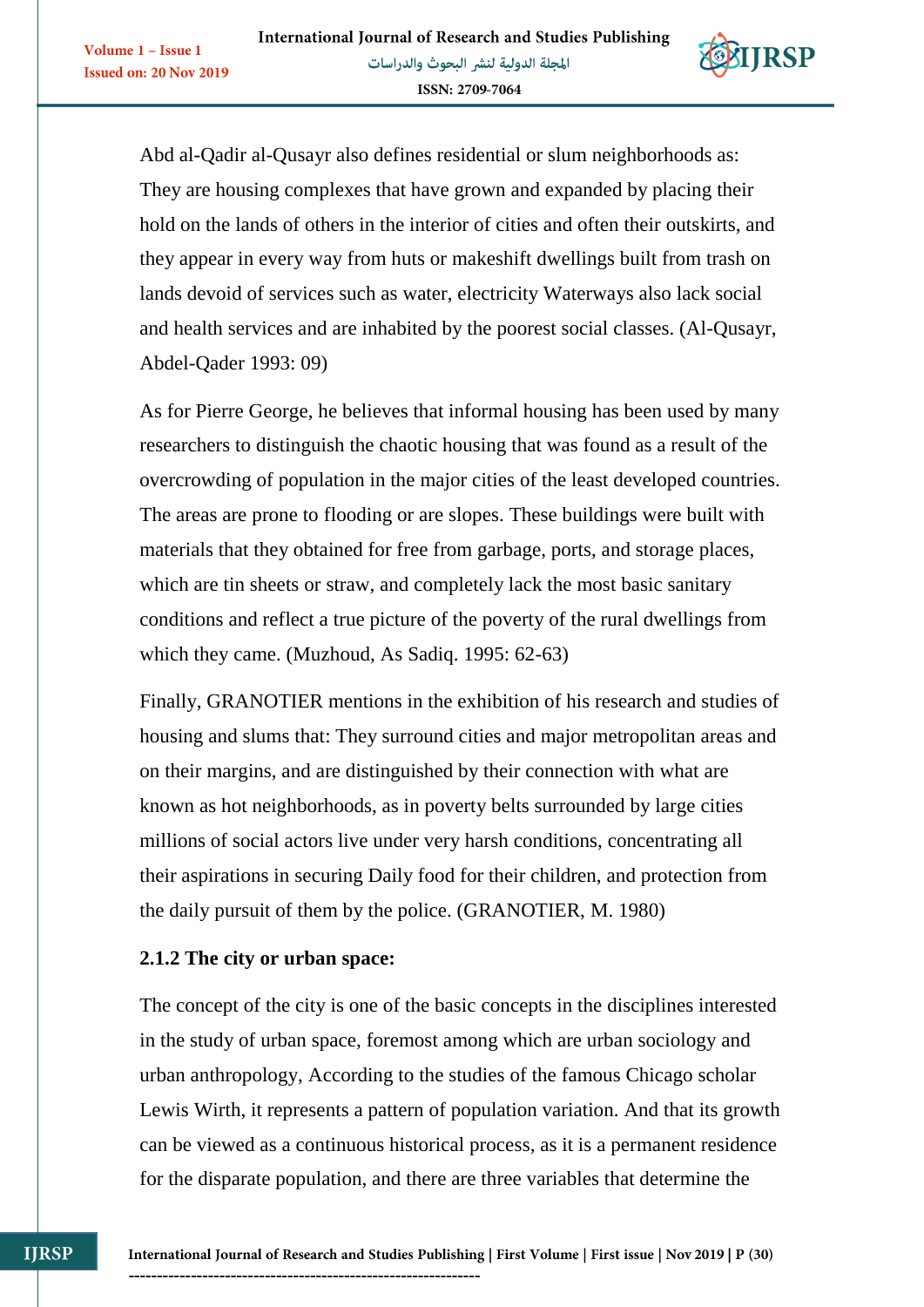Abd al-Qadir al-Qusayr also defines residential or slum neighborhoods as: They are housing complexes that have grown and expanded by placing their hold on the lands of others in the interior of cities and often their outskirts, and they appear in every way from huts or makeshift dwellings built from trash on lands devoid of services such as water, electricity Waterways also lack social and health services and are inhabited by the poorest social classes. (Al-Qusayr, Abdel-Qader 1993: 09)

As for Pierre George, he believes that informal housing has been used by many researchers to distinguish the chaotic housing that was found as a result of the overcrowding of population in the major cities of the least developed countries. The areas are prone to flooding or are slopes. These buildings were built with materials that they obtained for free from garbage, ports, and storage places, which are tin sheets or straw, and completely lack the most basic sanitary conditions and reflect a true picture of the poverty of the rural dwellings from which they came. (Muzhoud, As Sadiq. 1995: 62-63)

Finally, GRANOTIER mentions in the exhibition of his research and studies of housing and slums that: They surround cities and major metropolitan areas and on their margins, and are distinguished by their connection with what are known as hot neighborhoods, as in poverty belts surrounded by large cities millions of social actors live under very harsh conditions, concentrating all their aspirations in securing Daily food for their children, and protection from the daily pursuit of them by the police. (GRANOTIER, M. 1980)

**2.1.2 The city or urban space:**

The concept of the city is one of the basic concepts in the disciplines interested in the study of urban space, foremost among which are urban sociology and urban anthropology, According to the studies of the famous Chicago scholar Lewis Wirth, it represents a pattern of population variation. And that its growth can be viewed as a continuous historical process, as it is a permanent residence for the disparate population, and there are three variables that determine the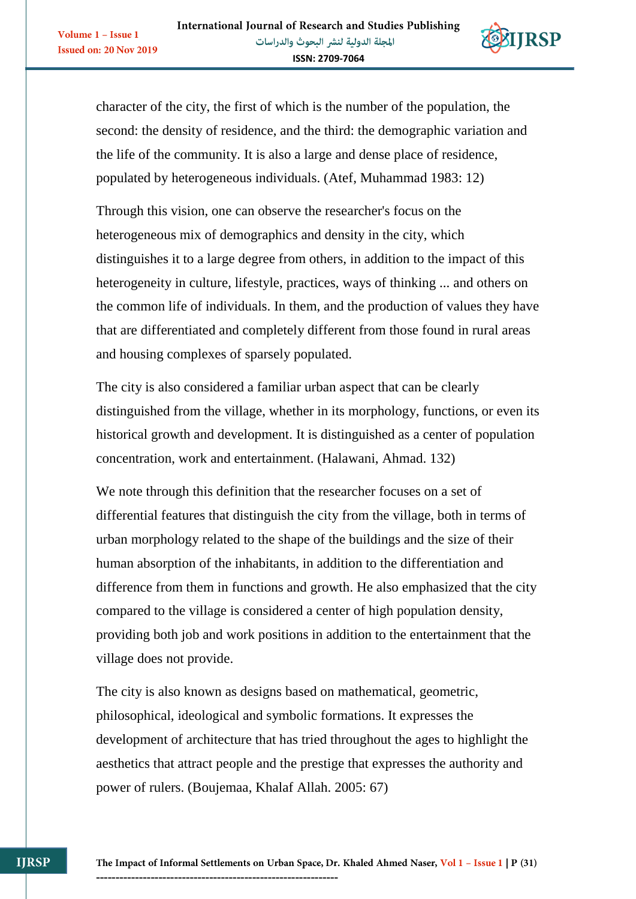character of the city, the first of which is the number of the population, the second: the density of residence, and the third: the demographic variation and the life of the community. It is also a large and dense place of residence, populated by heterogeneous individuals. (Atef, Muhammad 1983: 12)

Through this vision, one can observe the researcher's focus on the heterogeneous mix of demographics and density in the city, which distinguishes it to a large degree from others, in addition to the impact of this heterogeneity in culture, lifestyle, practices, ways of thinking ... and others on the common life of individuals. In them, and the production of values they have that are differentiated and completely different from those found in rural areas and housing complexes of sparsely populated.

The city is also considered a familiar urban aspect that can be clearly distinguished from the village, whether in its morphology, functions, or even its historical growth and development. It is distinguished as a center of population concentration, work and entertainment. (Halawani, Ahmad. 132)

We note through this definition that the researcher focuses on a set of differential features that distinguish the city from the village, both in terms of urban morphology related to the shape of the buildings and the size of their human absorption of the inhabitants, in addition to the differentiation and difference from them in functions and growth. He also emphasized that the city compared to the village is considered a center of high population density, providing both job and work positions in addition to the entertainment that the village does not provide.

The city is also known as designs based on mathematical, geometric, philosophical, ideological and symbolic formations. It expresses the development of architecture that has tried throughout the ages to highlight the aesthetics that attract people and the prestige that expresses the authority and power of rulers. (Boujemaa, Khalaf Allah. 2005: 67)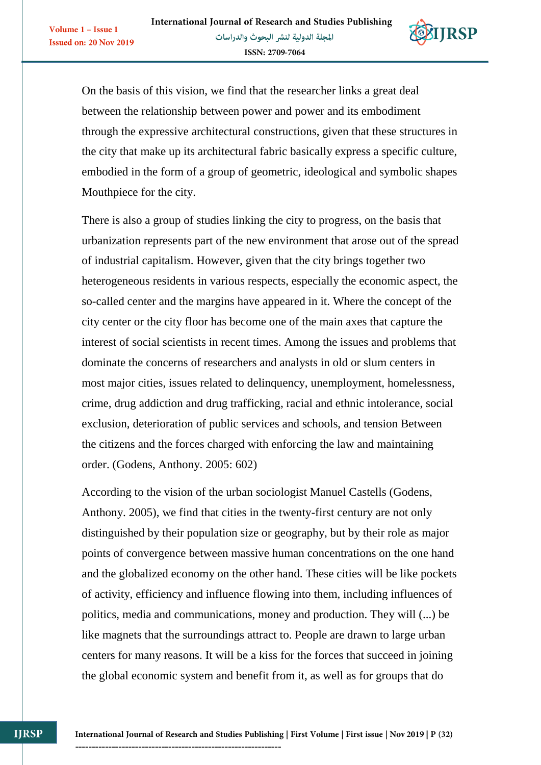On the basis of this vision, we find that the researcher links a great deal between the relationship between power and power and its embodiment through the expressive architectural constructions, given that these structures in the city that make up its architectural fabric basically express a specific culture, embodied in the form of a group of geometric, ideological and symbolic shapes Mouthpiece for the city.

There is also a group of studies linking the city to progress, on the basis that urbanization represents part of the new environment that arose out of the spread of industrial capitalism. However, given that the city brings together two heterogeneous residents in various respects, especially the economic aspect, the so-called center and the margins have appeared in it. Where the concept of the city center or the city floor has become one of the main axes that capture the interest of social scientists in recent times. Among the issues and problems that dominate the concerns of researchers and analysts in old or slum centers in most major cities, issues related to delinquency, unemployment, homelessness, crime, drug addiction and drug trafficking, racial and ethnic intolerance, social exclusion, deterioration of public services and schools, and tension Between the citizens and the forces charged with enforcing the law and maintaining order. (Godens, Anthony. 2005: 602)

According to the vision of the urban sociologist Manuel Castells (Godens, Anthony. 2005), we find that cities in the twenty-first century are not only distinguished by their population size or geography, but by their role as major points of convergence between massive human concentrations on the one hand and the globalized economy on the other hand. These cities will be like pockets of activity, efficiency and influence flowing into them, including influences of politics, media and communications, money and production. They will (...) be like magnets that the surroundings attract to. People are drawn to large urban centers for many reasons. It will be a kiss for the forces that succeed in joining the global economic system and benefit from it, as well as for groups that do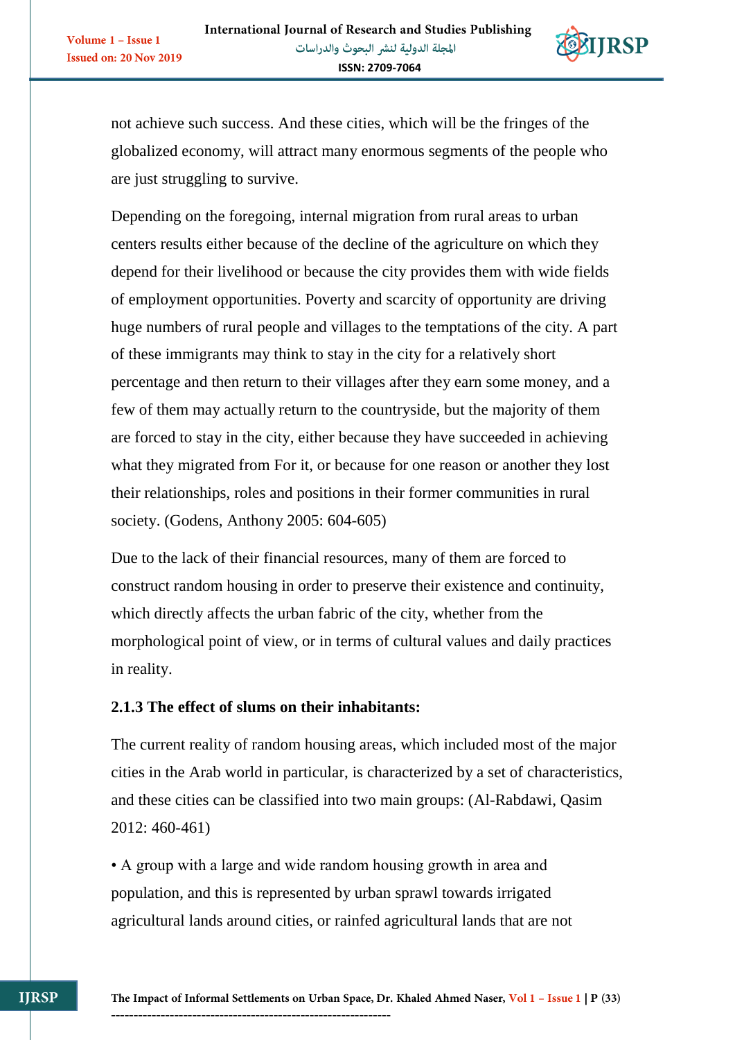not achieve such success. And these cities, which will be the fringes of the globalized economy, will attract many enormous segments of the people who are just struggling to survive.

Depending on the foregoing, internal migration from rural areas to urban centers results either because of the decline of the agriculture on which they depend for their livelihood or because the city provides them with wide fields of employment opportunities. Poverty and scarcity of opportunity are driving huge numbers of rural people and villages to the temptations of the city. A part of these immigrants may think to stay in the city for a relatively short percentage and then return to their villages after they earn some money, and a few of them may actually return to the countryside, but the majority of them are forced to stay in the city, either because they have succeeded in achieving what they migrated from For it, or because for one reason or another they lost their relationships, roles and positions in their former communities in rural society. (Godens, Anthony 2005: 604-605)

Due to the lack of their financial resources, many of them are forced to construct random housing in order to preserve their existence and continuity, which directly affects the urban fabric of the city, whether from the morphological point of view, or in terms of cultural values and daily practices in reality.

### 2.1.3 The effect of slums on their inhabitants:

The current reality of random housing areas, which included most of the major cities in the Arab world in particular, is characterized by a set of characteristics, and these cities can be classified into two main groups: (Al-Rabdawi, Qasim 2012: 460-461)

- A group with a large and wide random housing growth in area and population, and this is represented by urban sprawl towards irrigated agricultural lands around cities, or rainfed agricultural lands that are not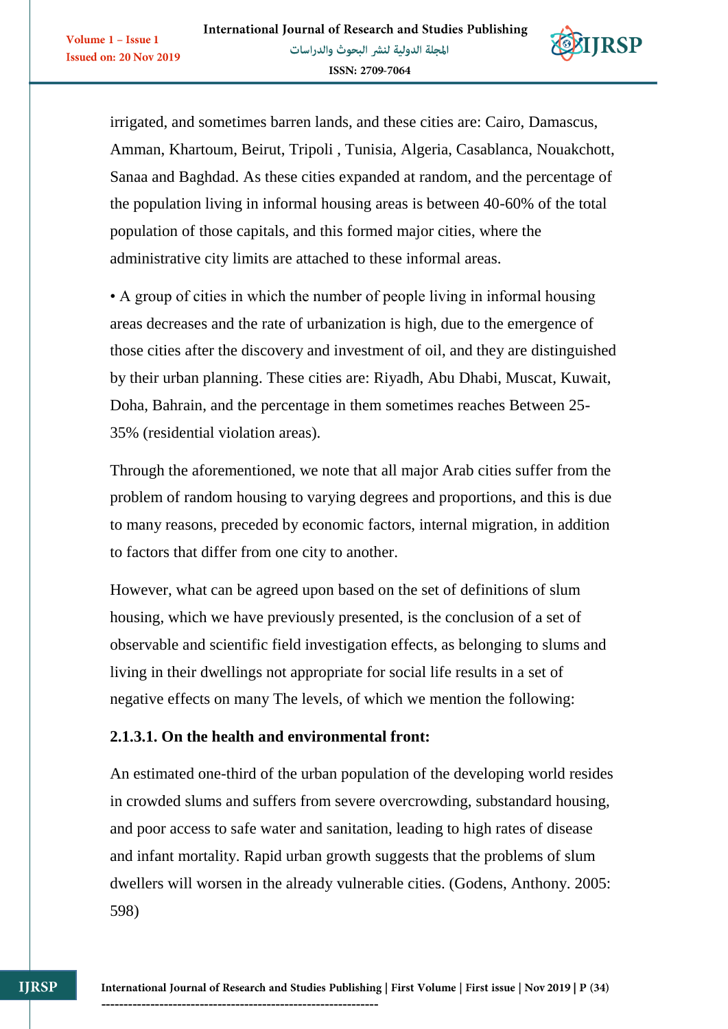irrigated, and sometimes barren lands, and these cities are: Cairo, Damascus, Amman, Khartoum, Beirut, Tripoli , Tunisia, Algeria, Casablanca, Nouakchott, Sanaa and Baghdad. As these cities expanded at random, and the percentage of the population living in informal housing areas is between 40-60% of the total population of those capitals, and this formed major cities, where the administrative city limits are attached to these informal areas.

• A group of cities in which the number of people living in informal housing areas decreases and the rate of urbanization is high, due to the emergence of those cities after the discovery and investment of oil, and they are distinguished by their urban planning. These cities are: Riyadh, Abu Dhabi, Muscat, Kuwait, Doha, Bahrain, and the percentage in them sometimes reaches Between 25-35% (residential violation areas).

Through the aforementioned, we note that all major Arab cities suffer from the problem of random housing to varying degrees and proportions, and this is due to many reasons, preceded by economic factors, internal migration, in addition to factors that differ from one city to another.

However, what can be agreed upon based on the set of definitions of slum housing, which we have previously presented, is the conclusion of a set of observable and scientific field investigation effects, as belonging to slums and living in their dwellings not appropriate for social life results in a set of negative effects on many The levels, of which we mention the following:

#### 2.1.3.1. On the health and environmental front:

An estimated one-third of the urban population of the developing world resides in crowded slums and suffers from severe overcrowding, substandard housing, and poor access to safe water and sanitation, leading to high rates of disease and infant mortality. Rapid urban growth suggests that the problems of slum dwellers will worsen in the already vulnerable cities. (Godens, Anthony. 2005: 598)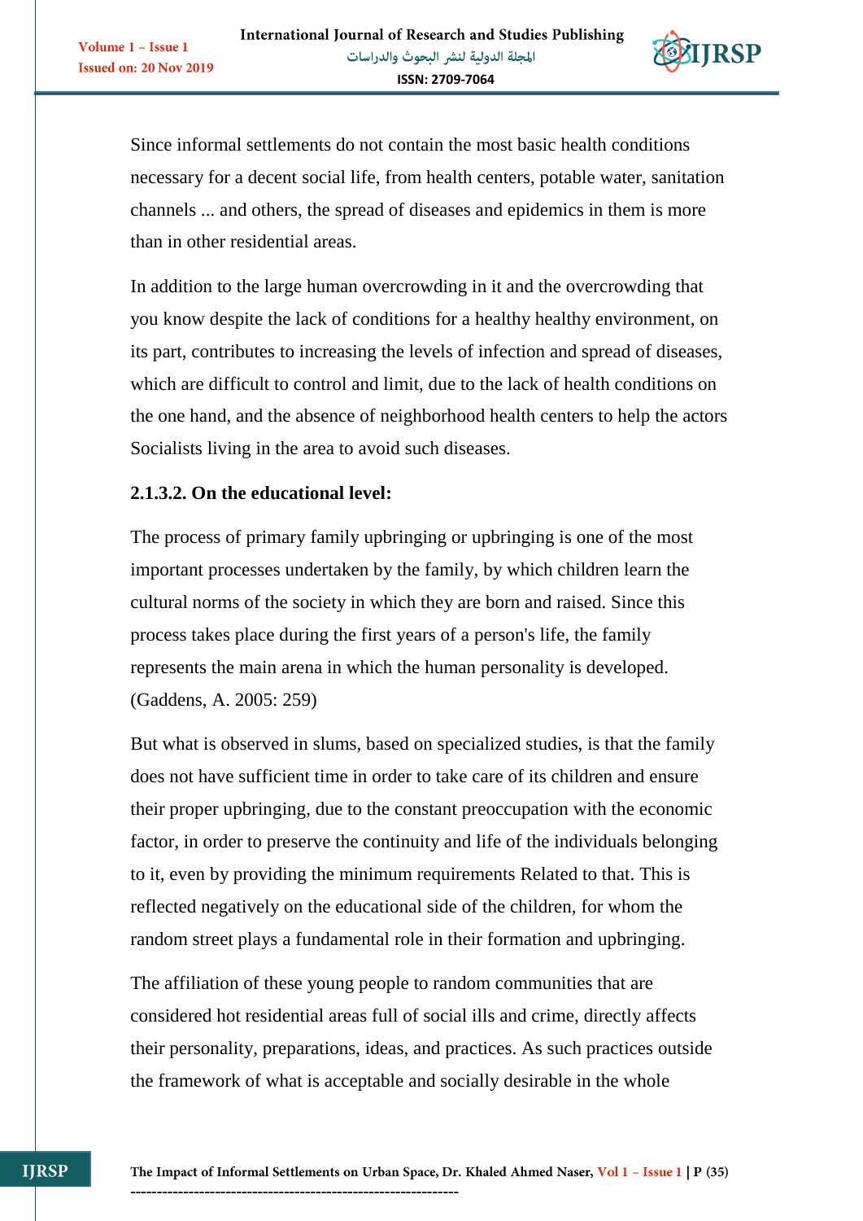Since informal settlements do not contain the most basic health conditions necessary for a decent social life, from health centers, potable water, sanitation channels ... and others, the spread of diseases and epidemics in them is more than in other residential areas.

In addition to the large human overcrowding in it and the overcrowding that you know despite the lack of conditions for a healthy healthy environment, on its part, contributes to increasing the levels of infection and spread of diseases, which are difficult to control and limit, due to the lack of health conditions on the one hand, and the absence of neighborhood health centers to help the actors Socialists living in the area to avoid such diseases.

#### 2.1.3.2. On the educational level:

The process of primary family upbringing or upbringing is one of the most important processes undertaken by the family, by which children learn the cultural norms of the society in which they are born and raised. Since this process takes place during the first years of a person's life, the family represents the main arena in which the human personality is developed. (Gaddens, A. 2005: 259)

But what is observed in slums, based on specialized studies, is that the family does not have sufficient time in order to take care of its children and ensure their proper upbringing, due to the constant preoccupation with the economic factor, in order to preserve the continuity and life of the individuals belonging to it, even by providing the minimum requirements Related to that. This is reflected negatively on the educational side of the children, for whom the random street plays a fundamental role in their formation and upbringing.

The affiliation of these young people to random communities that are considered hot residential areas full of social ills and crime, directly affects their personality, preparations, ideas, and practices. As such practices outside the framework of what is acceptable and socially desirable in the whole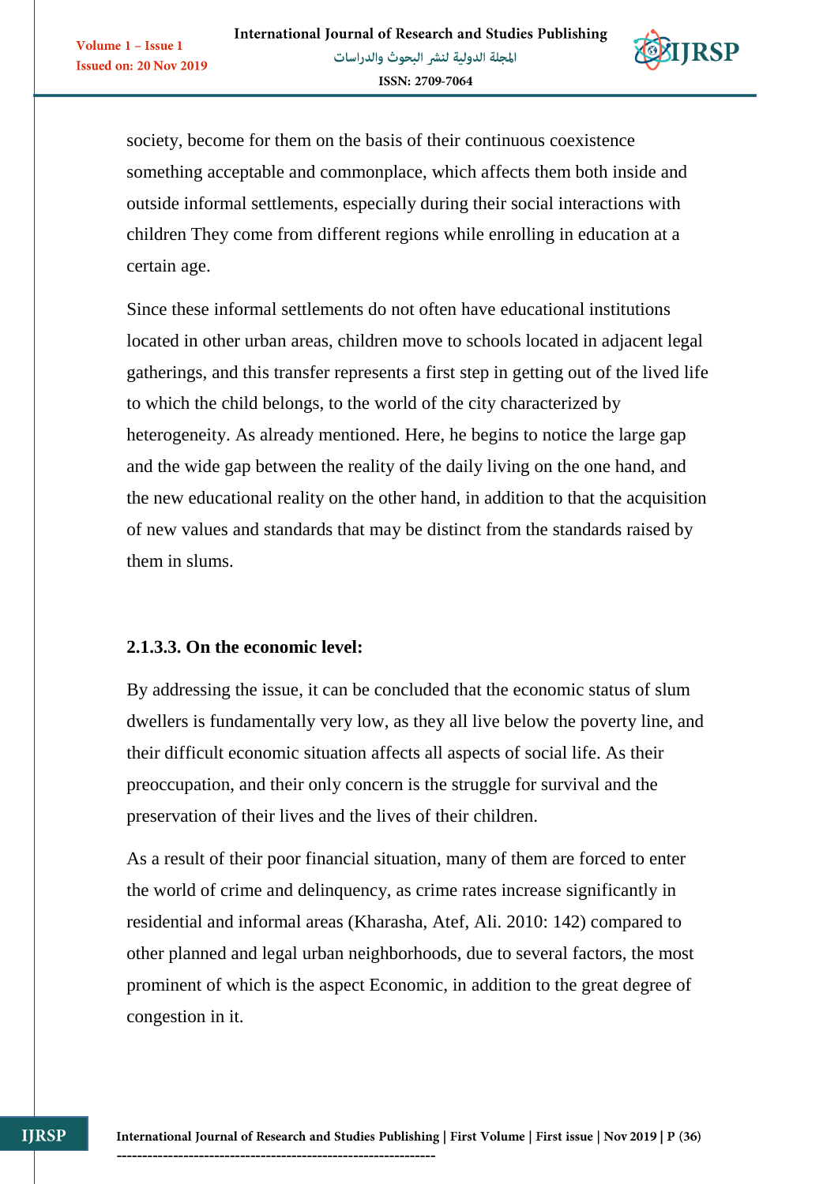society, become for them on the basis of their continuous coexistence something acceptable and commonplace, which affects them both inside and outside informal settlements, especially during their social interactions with children They come from different regions while enrolling in education at a certain age.

Since these informal settlements do not often have educational institutions located in other urban areas, children move to schools located in adjacent legal gatherings, and this transfer represents a first step in getting out of the lived life to which the child belongs, to the world of the city characterized by heterogeneity. As already mentioned. Here, he begins to notice the large gap and the wide gap between the reality of the daily living on the one hand, and the new educational reality on the other hand, in addition to that the acquisition of new values and standards that may be distinct from the standards raised by them in slums.

### 2.1.3.3. On the economic level:

By addressing the issue, it can be concluded that the economic status of slum dwellers is fundamentally very low, as they all live below the poverty line, and their difficult economic situation affects all aspects of social life. As their preoccupation, and their only concern is the struggle for survival and the preservation of their lives and the lives of their children.

As a result of their poor financial situation, many of them are forced to enter the world of crime and delinquency, as crime rates increase significantly in residential and informal areas (Kharasha, Atef, Ali. 2010: 142) compared to other planned and legal urban neighborhoods, due to several factors, the most prominent of which is the aspect Economic, in addition to the great degree of congestion in it.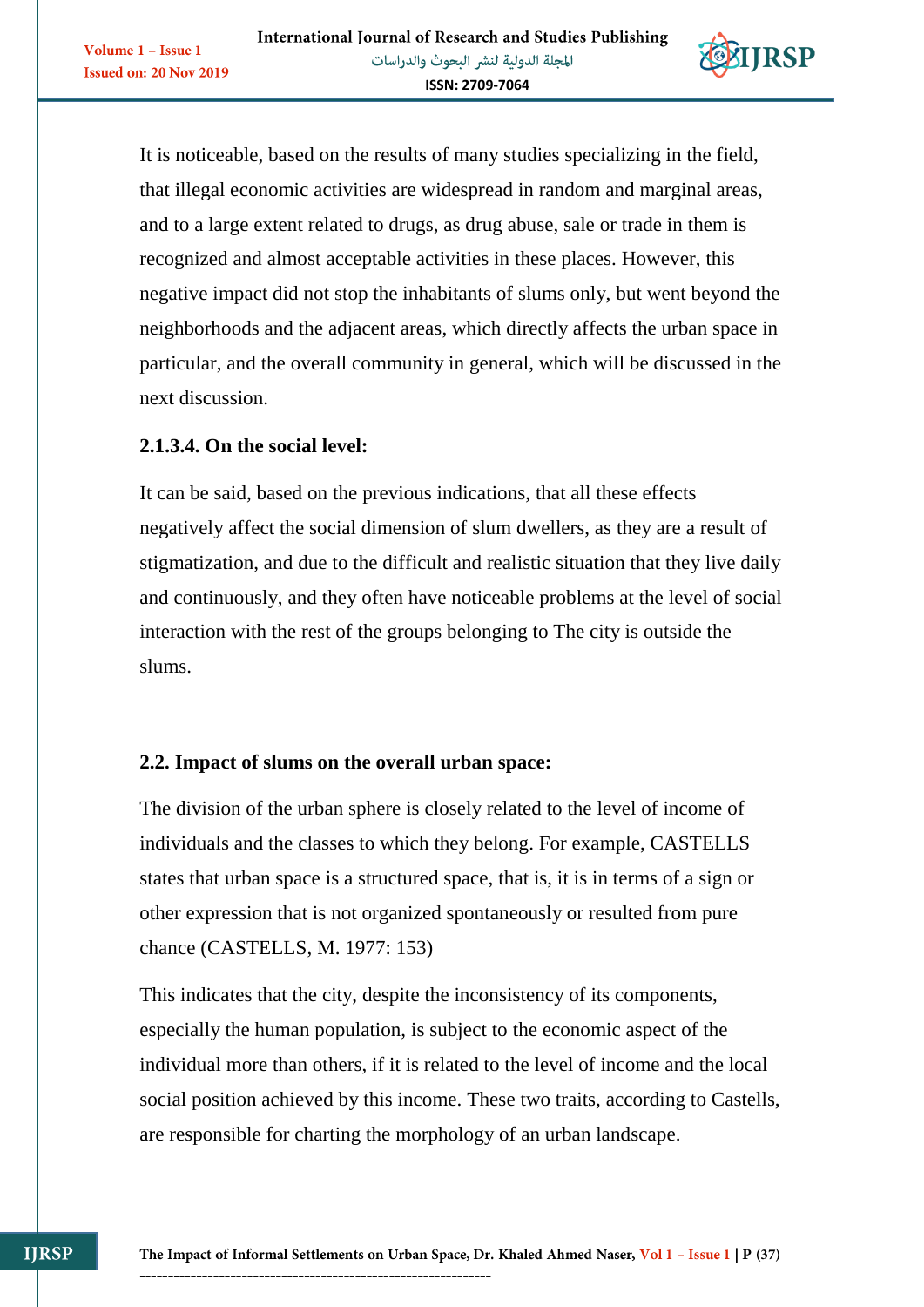It is noticeable, based on the results of many studies specializing in the field, that illegal economic activities are widespread in random and marginal areas, and to a large extent related to drugs, as drug abuse, sale or trade in them is recognized and almost acceptable activities in these places. However, this negative impact did not stop the inhabitants of slums only, but went beyond the neighborhoods and the adjacent areas, which directly affects the urban space in particular, and the overall community in general, which will be discussed in the next discussion.

#### 2.1.3.4. On the social level:

It can be said, based on the previous indications, that all these effects negatively affect the social dimension of slum dwellers, as they are a result of stigmatization, and due to the difficult and realistic situation that they live daily and continuously, and they often have noticeable problems at the level of social interaction with the rest of the groups belonging to The city is outside the slums.

### 2.2. Impact of slums on the overall urban space:

The division of the urban sphere is closely related to the level of income of individuals and the classes to which they belong. For example, CASTELLS states that urban space is a structured space, that is, it is in terms of a sign or other expression that is not organized spontaneously or resulted from pure chance (CASTELLS, M. 1977: 153)

This indicates that the city, despite the inconsistency of its components, especially the human population, is subject to the economic aspect of the individual more than others, if it is related to the level of income and the local social position achieved by this income. These two traits, according to Castells, are responsible for charting the morphology of an urban landscape.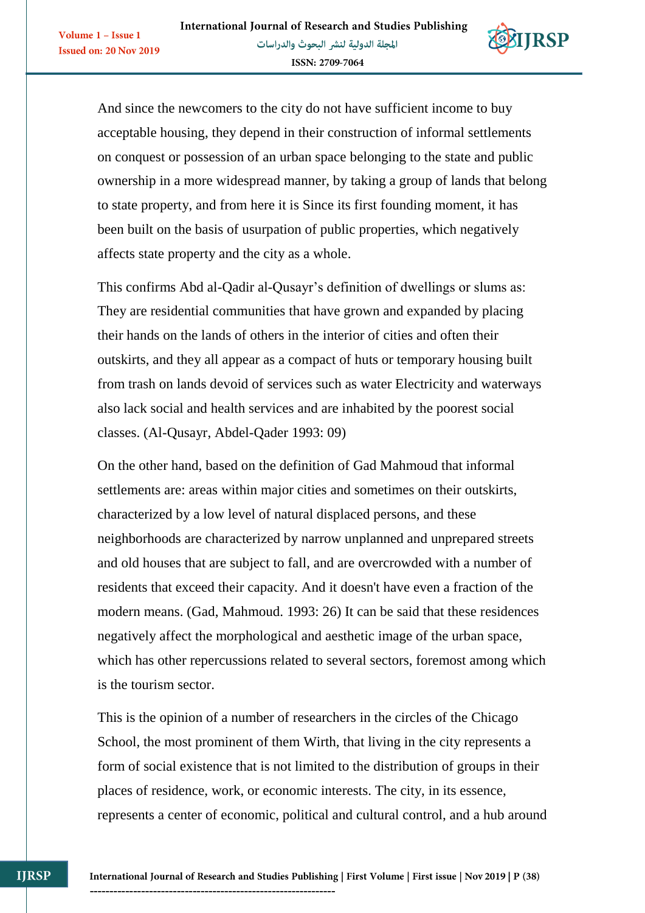And since the newcomers to the city do not have sufficient income to buy acceptable housing, they depend in their construction of informal settlements on conquest or possession of an urban space belonging to the state and public ownership in a more widespread manner, by taking a group of lands that belong to state property, and from here it is Since its first founding moment, it has been built on the basis of usurpation of public properties, which negatively affects state property and the city as a whole.

This confirms Abd al-Qadir al-Qusayr's definition of dwellings or slums as: They are residential communities that have grown and expanded by placing their hands on the lands of others in the interior of cities and often their outskirts, and they all appear as a compact of huts or temporary housing built from trash on lands devoid of services such as water Electricity and waterways also lack social and health services and are inhabited by the poorest social classes. (Al-Qusayr, Abdel-Qader 1993: 09)

On the other hand, based on the definition of Gad Mahmoud that informal settlements are: areas within major cities and sometimes on their outskirts, characterized by a low level of natural displaced persons, and these neighborhoods are characterized by narrow unplanned and unprepared streets and old houses that are subject to fall, and are overcrowded with a number of residents that exceed their capacity. And it doesn't have even a fraction of the modern means. (Gad, Mahmoud. 1993: 26) It can be said that these residences negatively affect the morphological and aesthetic image of the urban space, which has other repercussions related to several sectors, foremost among which is the tourism sector.

This is the opinion of a number of researchers in the circles of the Chicago School, the most prominent of them Wirth, that living in the city represents a form of social existence that is not limited to the distribution of groups in their places of residence, work, or economic interests. The city, in its essence, represents a center of economic, political and cultural control, and a hub around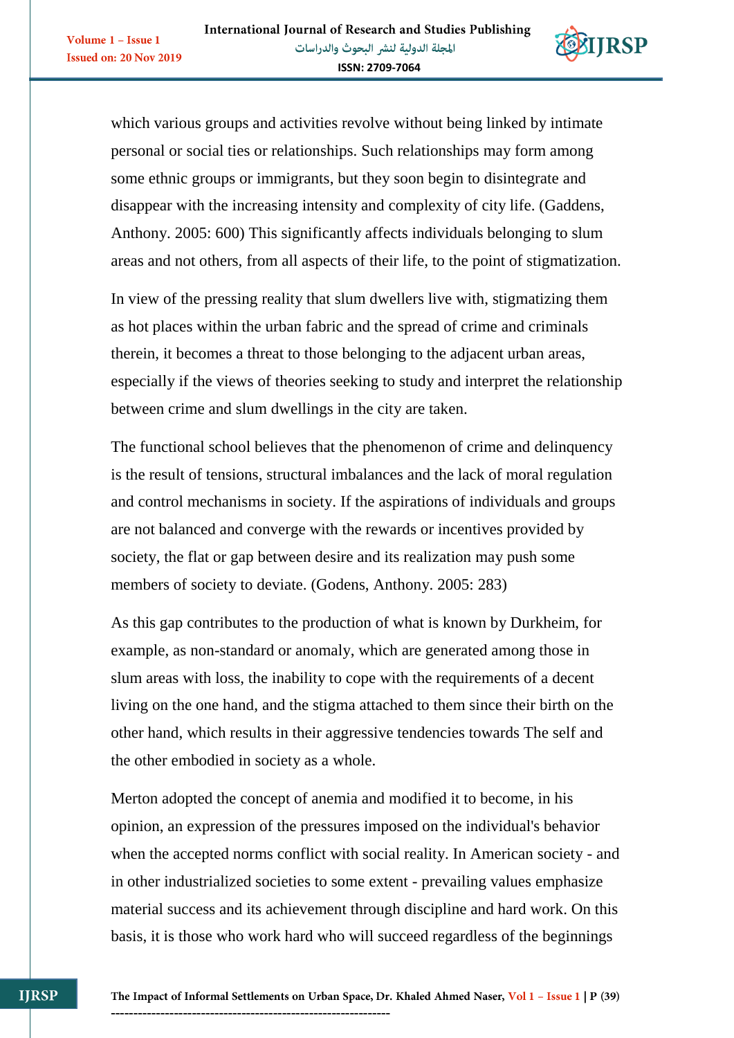which various groups and activities revolve without being linked by intimate personal or social ties or relationships. Such relationships may form among some ethnic groups or immigrants, but they soon begin to disintegrate and disappear with the increasing intensity and complexity of city life. (Gaddens, Anthony. 2005: 600) This significantly affects individuals belonging to slum areas and not others, from all aspects of their life, to the point of stigmatization.

In view of the pressing reality that slum dwellers live with, stigmatizing them as hot places within the urban fabric and the spread of crime and criminals therein, it becomes a threat to those belonging to the adjacent urban areas, especially if the views of theories seeking to study and interpret the relationship between crime and slum dwellings in the city are taken.

The functional school believes that the phenomenon of crime and delinquency is the result of tensions, structural imbalances and the lack of moral regulation and control mechanisms in society. If the aspirations of individuals and groups are not balanced and converge with the rewards or incentives provided by society, the flat or gap between desire and its realization may push some members of society to deviate. (Godens, Anthony. 2005: 283)

As this gap contributes to the production of what is known by Durkheim, for example, as non-standard or anomaly, which are generated among those in slum areas with loss, the inability to cope with the requirements of a decent living on the one hand, and the stigma attached to them since their birth on the other hand, which results in their aggressive tendencies towards The self and the other embodied in society as a whole.

Merton adopted the concept of anemia and modified it to become, in his opinion, an expression of the pressures imposed on the individual's behavior when the accepted norms conflict with social reality. In American society - and in other industrialized societies to some extent - prevailing values emphasize material success and its achievement through discipline and hard work. On this basis, it is those who work hard who will succeed regardless of the beginnings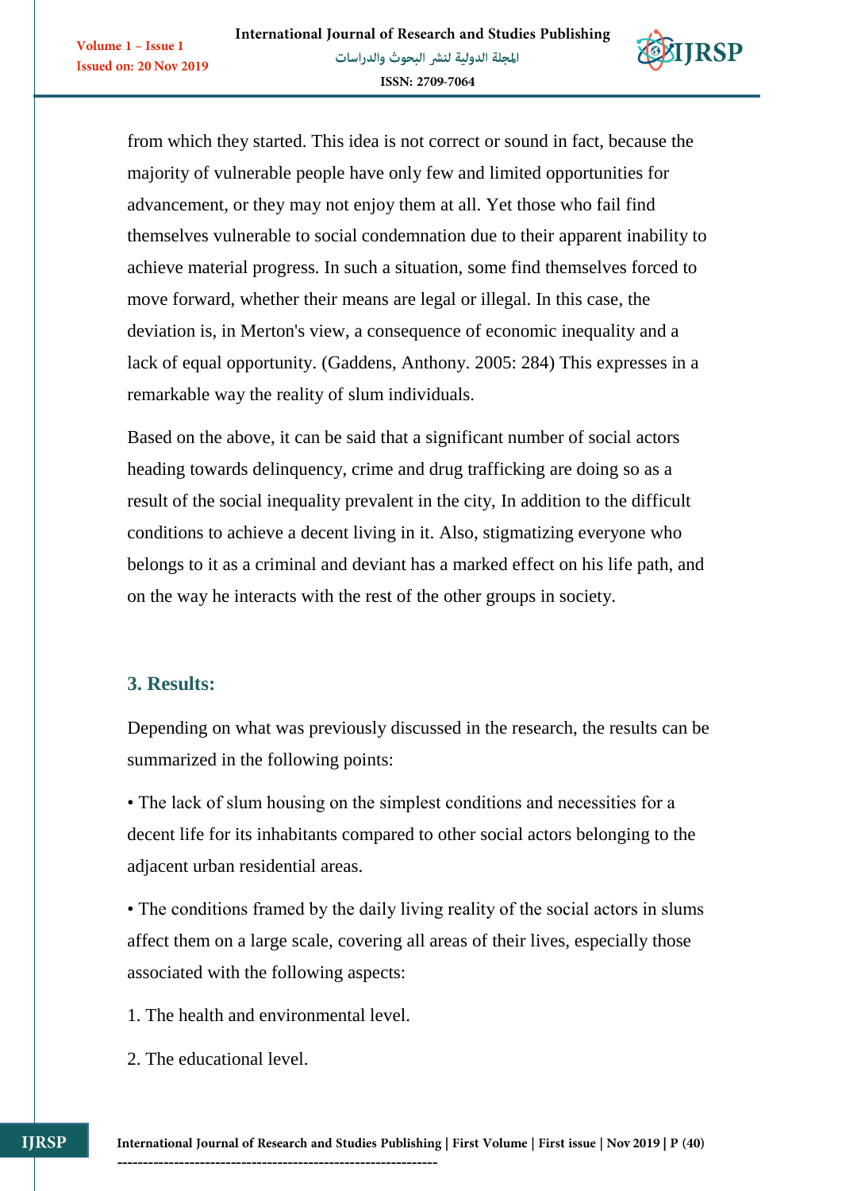from which they started. This idea is not correct or sound in fact, because the majority of vulnerable people have only few and limited opportunities for advancement, or they may not enjoy them at all. Yet those who fail find themselves vulnerable to social condemnation due to their apparent inability to achieve material progress. In such a situation, some find themselves forced to move forward, whether their means are legal or illegal. In this case, the deviation is, in Merton's view, a consequence of economic inequality and a lack of equal opportunity. (Gaddens, Anthony. 2005: 284) This expresses in a remarkable way the reality of slum individuals.

Based on the above, it can be said that a significant number of social actors heading towards delinquency, crime and drug trafficking are doing so as a result of the social inequality prevalent in the city, In addition to the difficult conditions to achieve a decent living in it. Also, stigmatizing everyone who belongs to it as a criminal and deviant has a marked effect on his life path, and on the way he interacts with the rest of the other groups in society.

## 3. Results:

Depending on what was previously discussed in the research, the results can be summarized in the following points:

• The lack of slum housing on the simplest conditions and necessities for a decent life for its inhabitants compared to other social actors belonging to the adjacent urban residential areas.

• The conditions framed by the daily living reality of the social actors in slums affect them on a large scale, covering all areas of their lives, especially those associated with the following aspects:

1. The health and environmental level.

2. The educational level.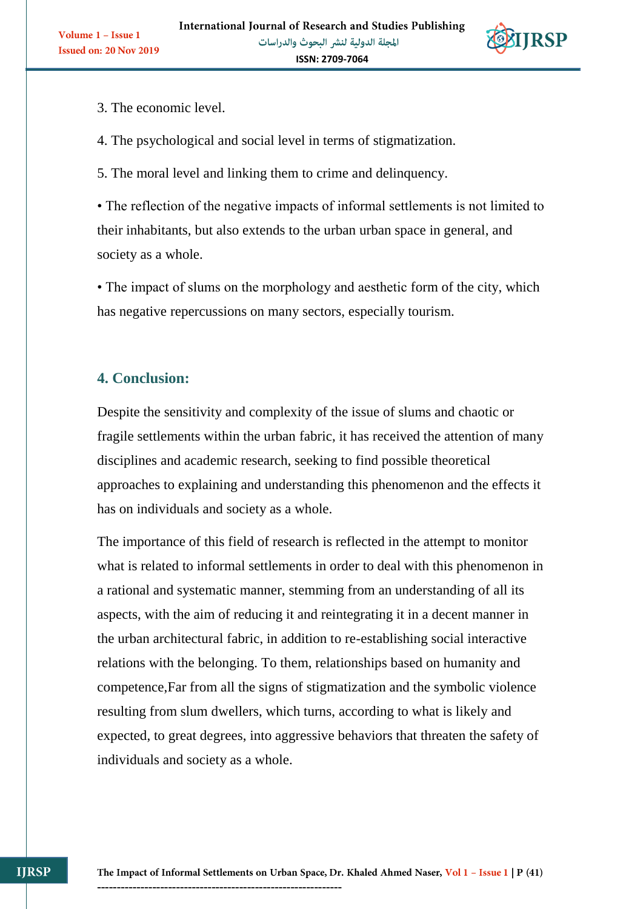3. The economic level.

4. The psychological and social level in terms of stigmatization.

5. The moral level and linking them to crime and delinquency.

• The reflection of the negative impacts of informal settlements is not limited to their inhabitants, but also extends to the urban urban space in general, and society as a whole.

• The impact of slums on the morphology and aesthetic form of the city, which has negative repercussions on many sectors, especially tourism.

## 4. Conclusion:

Despite the sensitivity and complexity of the issue of slums and chaotic or fragile settlements within the urban fabric, it has received the attention of many disciplines and academic research, seeking to find possible theoretical approaches to explaining and understanding this phenomenon and the effects it has on individuals and society as a whole.

The importance of this field of research is reflected in the attempt to monitor what is related to informal settlements in order to deal with this phenomenon in a rational and systematic manner, stemming from an understanding of all its aspects, with the aim of reducing it and reintegrating it in a decent manner in the urban architectural fabric, in addition to re-establishing social interactive relations with the belonging. To them, relationships based on humanity and competence,Far from all the signs of stigmatization and the symbolic violence resulting from slum dwellers, which turns, according to what is likely and expected, to great degrees, into aggressive behaviors that threaten the safety of individuals and society as a whole.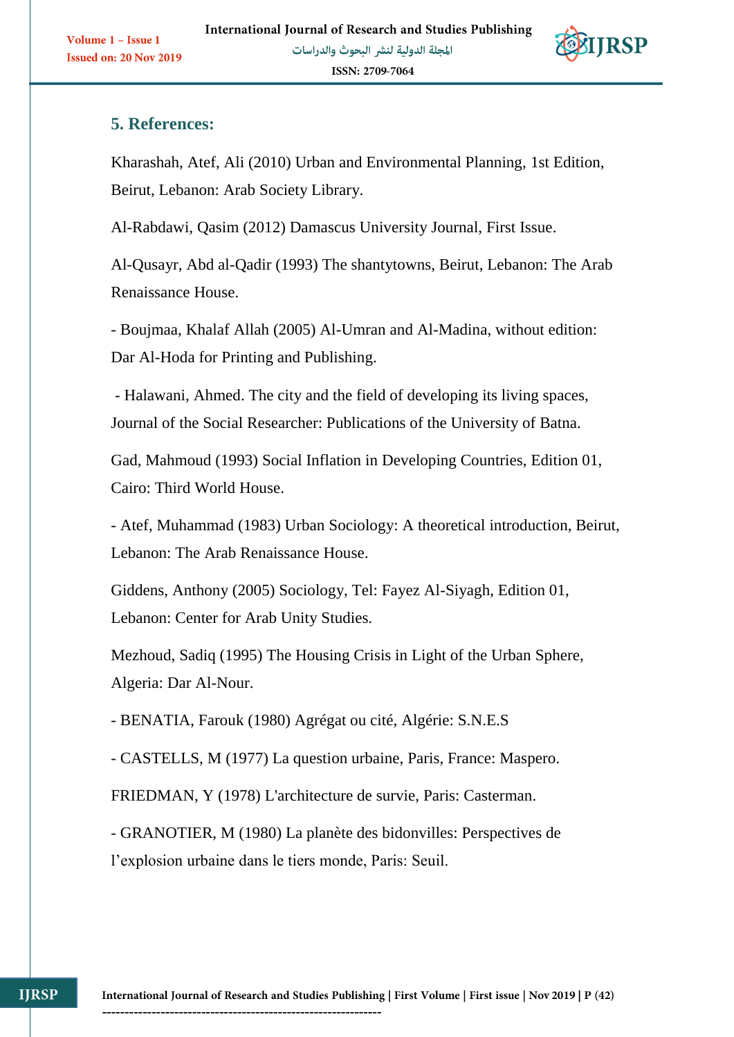## 5. References:

Kharashah, Atef, Ali (2010) Urban and Environmental Planning, 1st Edition, Beirut, Lebanon: Arab Society Library.

Al-Rabdawi, Qasim (2012) Damascus University Journal, First Issue.

Al-Qusayr, Abd al-Qadir (1993) The shantytowns, Beirut, Lebanon: The Arab Renaissance House.

- Boujmaa, Khalaf Allah (2005) Al-Umran and Al-Madina, without edition: Dar Al-Hoda for Printing and Publishing.

- Halawani, Ahmed. The city and the field of developing its living spaces, Journal of the Social Researcher: Publications of the University of Batna.

Gad, Mahmoud (1993) Social Inflation in Developing Countries, Edition 01, Cairo: Third World House.

- Atef, Muhammad (1983) Urban Sociology: A theoretical introduction, Beirut, Lebanon: The Arab Renaissance House.

Giddens, Anthony (2005) Sociology, Tel: Fayez Al-Siyagh, Edition 01, Lebanon: Center for Arab Unity Studies.

Mezhoud, Sadiq (1995) The Housing Crisis in Light of the Urban Sphere, Algeria: Dar Al-Nour.

- BENATIA, Farouk (1980) Agrégat ou cité, Algérie: S.N.E.S

- CASTELLS, M (1977) La question urbaine, Paris, France: Maspero.

FRIEDMAN, Y (1978) L'architecture de survie, Paris: Casterman.

- GRANOTIER, M (1980) La planète des bidonvilles: Perspectives de l'explosion urbaine dans le tiers monde, Paris: Seuil.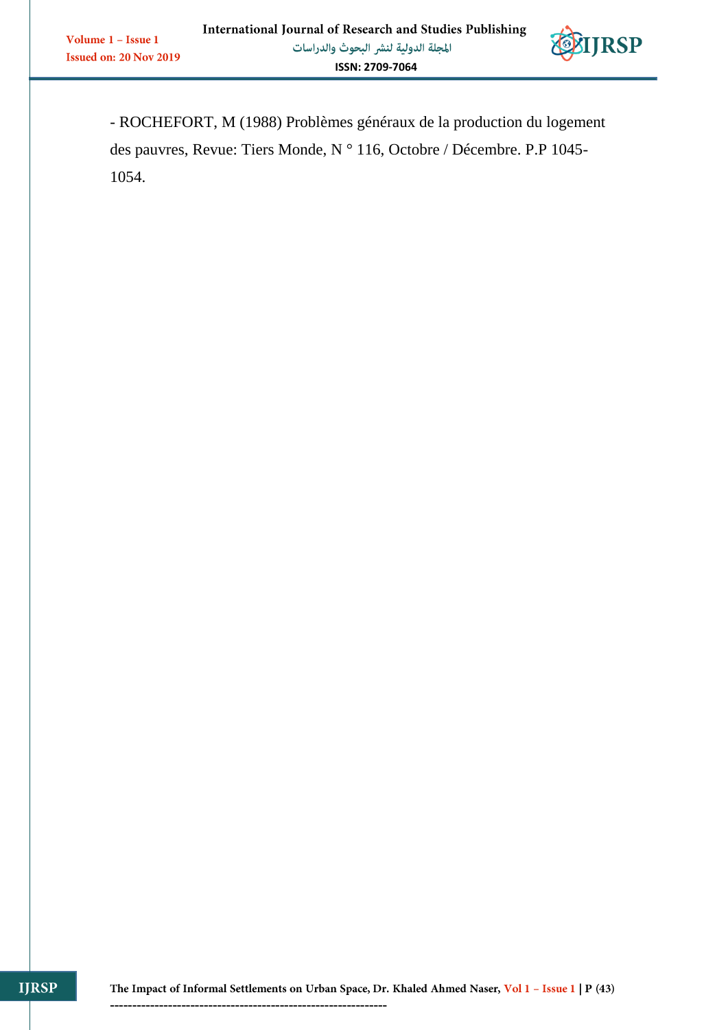- ROCHEFORT, M (1988) Problèmes généraux de la production du logement des pauvres, Revue: Tiers Monde, N ° 116, Octobre / Décembre. P.P 1045-1054.